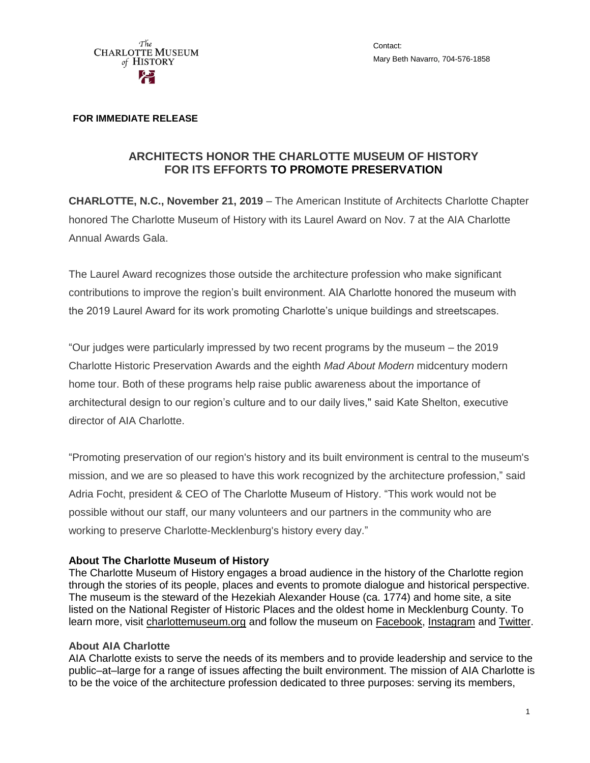The Charlotte Museum of History

Contact:
Mary Beth Navarro, 704-576-1858

**FOR IMMEDIATE RELEASE**

## ARCHITECTS HONOR THE CHARLOTTE MUSEUM OF HISTORY FOR ITS EFFORTS TO PROMOTE PRESERVATION

**CHARLOTTE, N.C., November 21, 2019** – The American Institute of Architects Charlotte Chapter honored The Charlotte Museum of History with its Laurel Award on Nov. 7 at the AIA Charlotte Annual Awards Gala.

The Laurel Award recognizes those outside the architecture profession who make significant contributions to improve the region's built environment. AIA Charlotte honored the museum with the 2019 Laurel Award for its work promoting Charlotte's unique buildings and streetscapes.

"Our judges were particularly impressed by two recent programs by the museum – the 2019 Charlotte Historic Preservation Awards and the eighth *Mad About Modern* midcentury modern home tour. Both of these programs help raise public awareness about the importance of architectural design to our region's culture and to our daily lives," said Kate Shelton, executive director of AIA Charlotte.

"Promoting preservation of our region's history and its built environment is central to the museum's mission, and we are so pleased to have this work recognized by the architecture profession," said Adria Focht, president & CEO of The Charlotte Museum of History. "This work would not be possible without our staff, our many volunteers and our partners in the community who are working to preserve Charlotte-Mecklenburg's history every day."

**About The Charlotte Museum of History**
The Charlotte Museum of History engages a broad audience in the history of the Charlotte region through the stories of its people, places and events to promote dialogue and historical perspective. The museum is the steward of the Hezekiah Alexander House (ca. 1774) and home site, a site listed on the National Register of Historic Places and the oldest home in Mecklenburg County. To learn more, visit charlottemuseum.org and follow the museum on Facebook, Instagram and Twitter.

**About AIA Charlotte**
AIA Charlotte exists to serve the needs of its members and to provide leadership and service to the public–at–large for a range of issues affecting the built environment. The mission of AIA Charlotte is to be the voice of the architecture profession dedicated to three purposes: serving its members,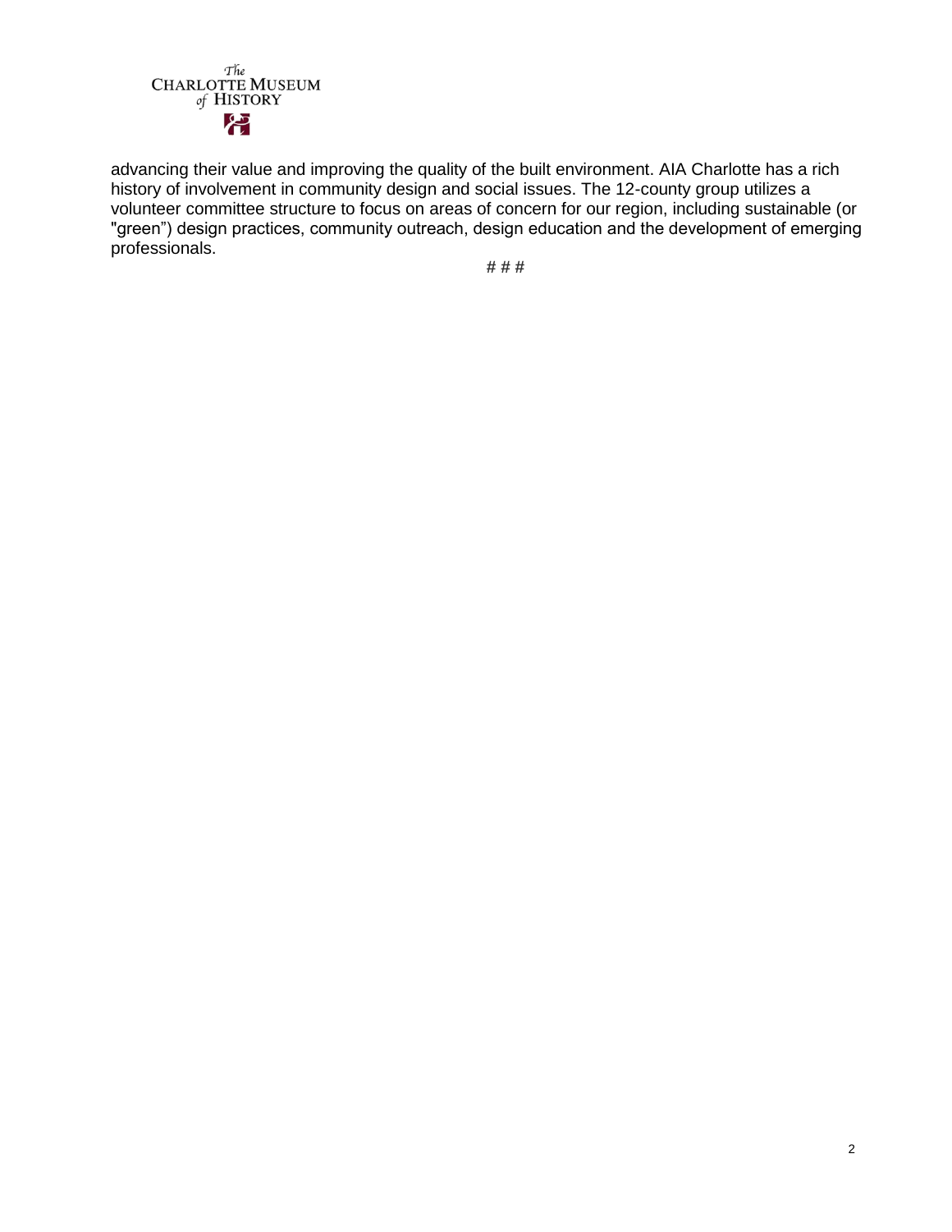advancing their value and improving the quality of the built environment. AIA Charlotte has a rich history of involvement in community design and social issues. The 12-county group utilizes a volunteer committee structure to focus on areas of concern for our region, including sustainable (or "green") design practices, community outreach, design education and the development of emerging professionals.

# # #